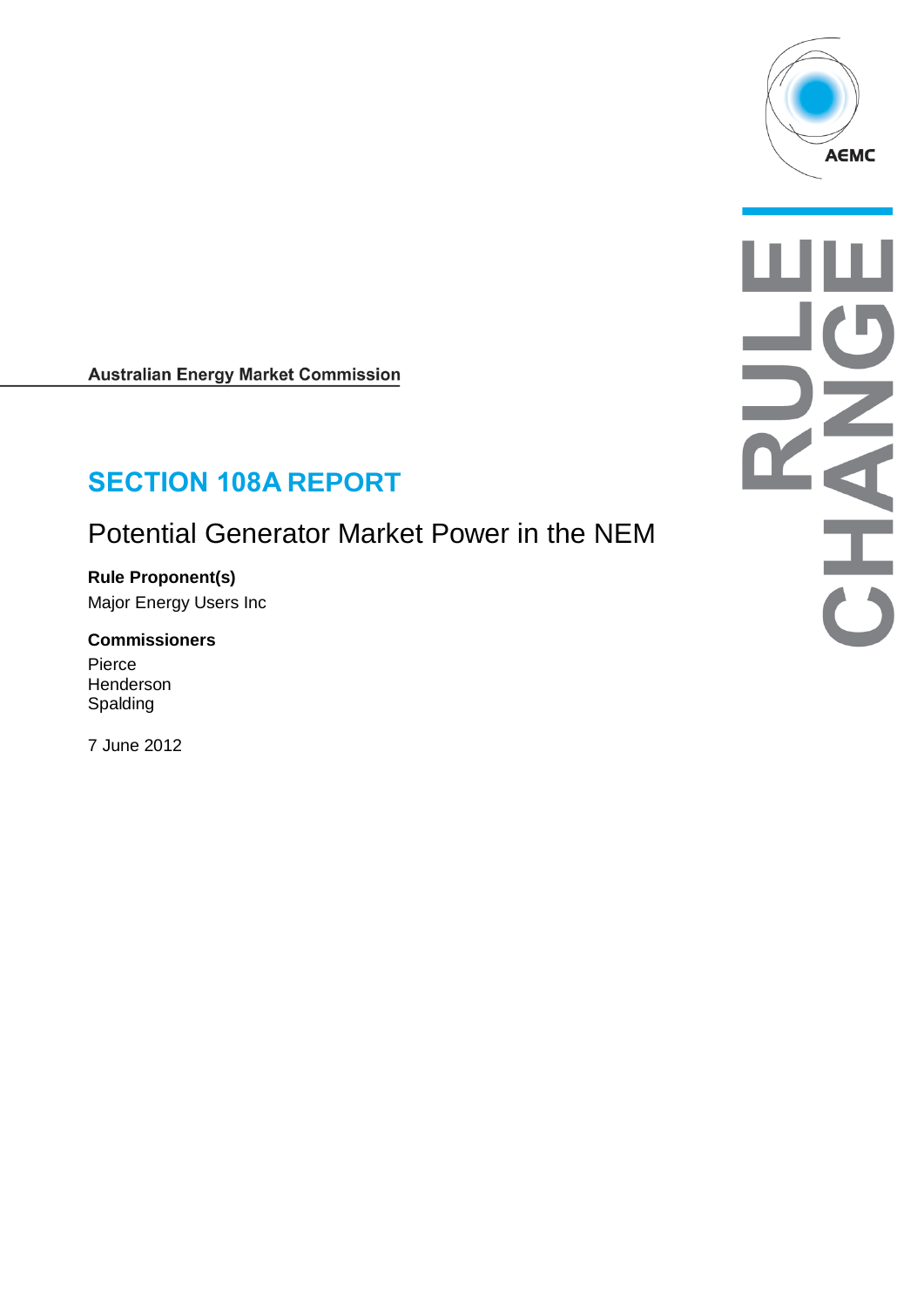Australian Energy Market Commission

# SECTION 108A REPORT

## Potential Generator Market Power in the NEM

**Rule Proponent(s)**

Major Energy Users Inc

**Commissioners**

Pierce
Henderson
Spalding

7 June 2012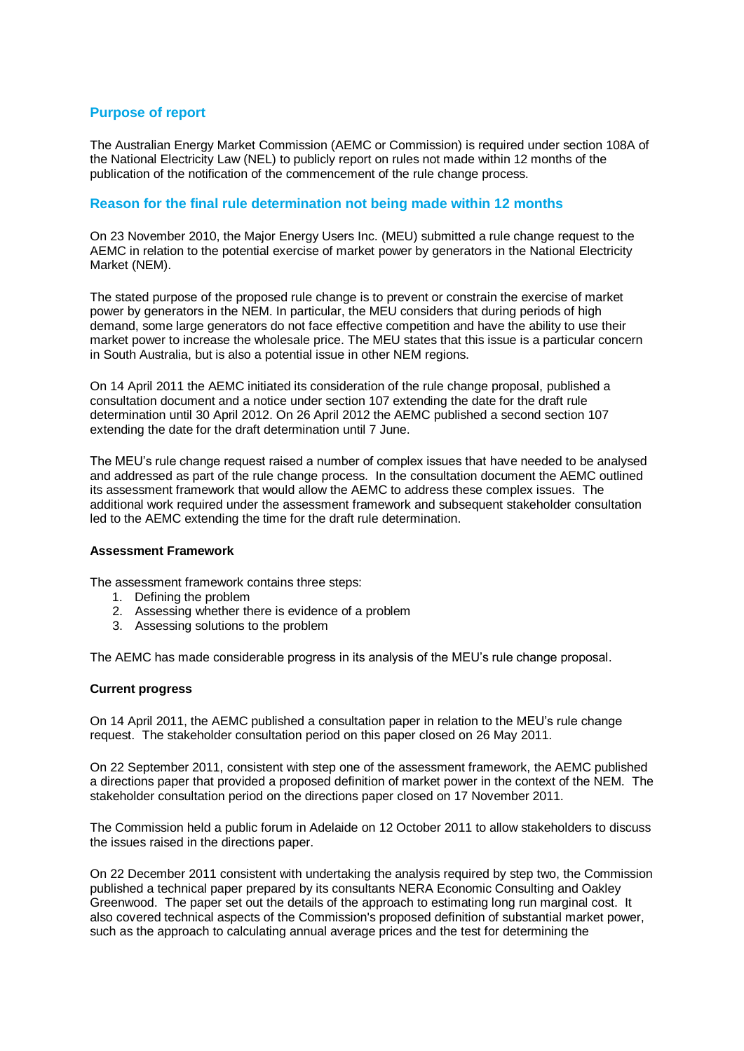## Purpose of report

The Australian Energy Market Commission (AEMC or Commission) is required under section 108A of the National Electricity Law (NEL) to publicly report on rules not made within 12 months of the publication of the notification of the commencement of the rule change process.

## Reason for the final rule determination not being made within 12 months

On 23 November 2010, the Major Energy Users Inc. (MEU) submitted a rule change request to the AEMC in relation to the potential exercise of market power by generators in the National Electricity Market (NEM).

The stated purpose of the proposed rule change is to prevent or constrain the exercise of market power by generators in the NEM. In particular, the MEU considers that during periods of high demand, some large generators do not face effective competition and have the ability to use their market power to increase the wholesale price. The MEU states that this issue is a particular concern in South Australia, but is also a potential issue in other NEM regions.

On 14 April 2011 the AEMC initiated its consideration of the rule change proposal, published a consultation document and a notice under section 107 extending the date for the draft rule determination until 30 April 2012. On 26 April 2012 the AEMC published a second section 107 extending the date for the draft determination until 7 June.

The MEU's rule change request raised a number of complex issues that have needed to be analysed and addressed as part of the rule change process. In the consultation document the AEMC outlined its assessment framework that would allow the AEMC to address these complex issues. The additional work required under the assessment framework and subsequent stakeholder consultation led to the AEMC extending the time for the draft rule determination.

**Assessment Framework**

The assessment framework contains three steps:

1. Defining the problem
2. Assessing whether there is evidence of a problem
3. Assessing solutions to the problem

The AEMC has made considerable progress in its analysis of the MEU's rule change proposal.

**Current progress**

On 14 April 2011, the AEMC published a consultation paper in relation to the MEU's rule change request. The stakeholder consultation period on this paper closed on 26 May 2011.

On 22 September 2011, consistent with step one of the assessment framework, the AEMC published a directions paper that provided a proposed definition of market power in the context of the NEM. The stakeholder consultation period on the directions paper closed on 17 November 2011.

The Commission held a public forum in Adelaide on 12 October 2011 to allow stakeholders to discuss the issues raised in the directions paper.

On 22 December 2011 consistent with undertaking the analysis required by step two, the Commission published a technical paper prepared by its consultants NERA Economic Consulting and Oakley Greenwood. The paper set out the details of the approach to estimating long run marginal cost. It also covered technical aspects of the Commission's proposed definition of substantial market power, such as the approach to calculating annual average prices and the test for determining the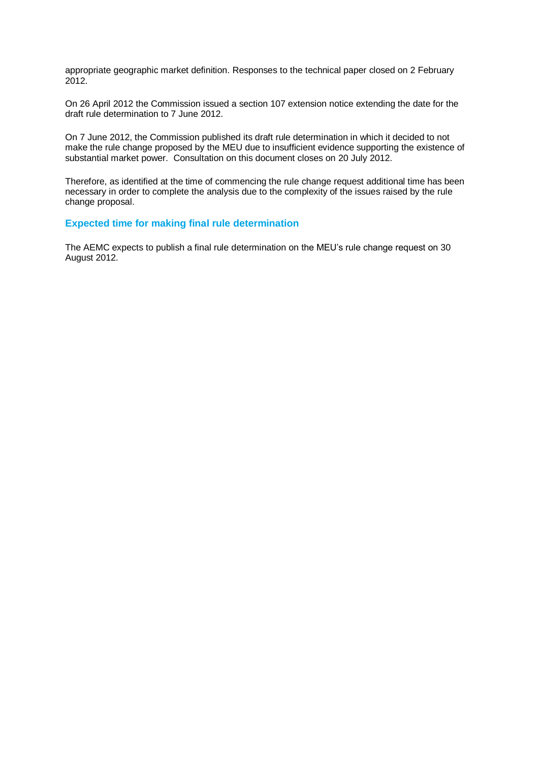appropriate geographic market definition. Responses to the technical paper closed on 2 February 2012.

On 26 April 2012 the Commission issued a section 107 extension notice extending the date for the draft rule determination to 7 June 2012.

On 7 June 2012, the Commission published its draft rule determination in which it decided to not make the rule change proposed by the MEU due to insufficient evidence supporting the existence of substantial market power. Consultation on this document closes on 20 July 2012.

Therefore, as identified at the time of commencing the rule change request additional time has been necessary in order to complete the analysis due to the complexity of the issues raised by the rule change proposal.

## Expected time for making final rule determination

The AEMC expects to publish a final rule determination on the MEU's rule change request on 30 August 2012.